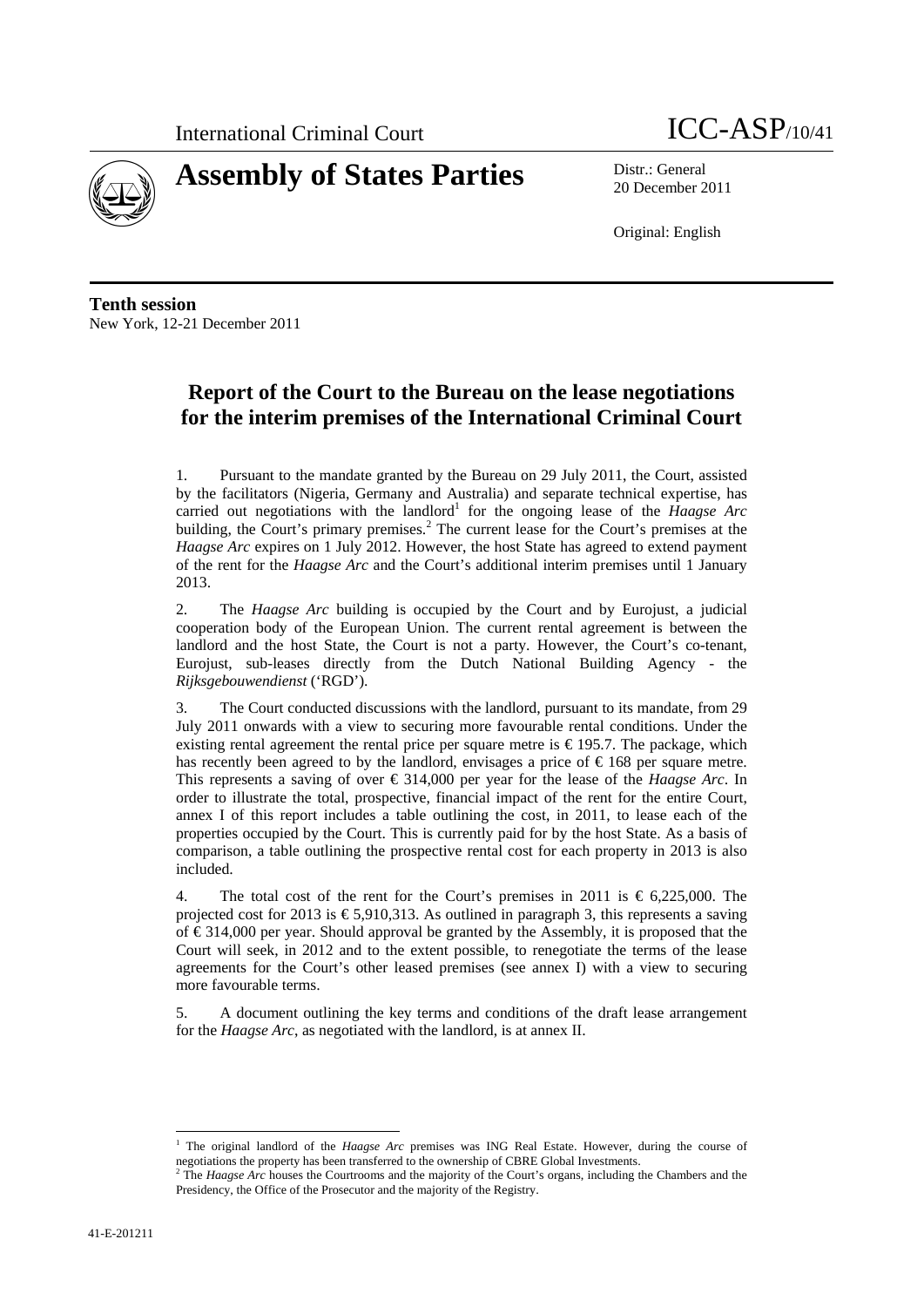International Criminal Court

# Assembly of States Parties

ICC-ASP/10/41

Distr.: General
20 December 2011

Original: English

**Tenth session**
New York, 12-21 December 2011

## Report of the Court to the Bureau on the lease negotiations for the interim premises of the International Criminal Court

1. Pursuant to the mandate granted by the Bureau on 29 July 2011, the Court, assisted by the facilitators (Nigeria, Germany and Australia) and separate technical expertise, has carried out negotiations with the landlord[1] for the ongoing lease of the *Haagse Arc* building, the Court's primary premises.[2] The current lease for the Court's premises at the *Haagse Arc* expires on 1 July 2012. However, the host State has agreed to extend payment of the rent for the *Haagse Arc* and the Court's additional interim premises until 1 January 2013.

2. The *Haagse Arc* building is occupied by the Court and by Eurojust, a judicial cooperation body of the European Union. The current rental agreement is between the landlord and the host State, the Court is not a party. However, the Court's co-tenant, Eurojust, sub-leases directly from the Dutch National Building Agency - the *Rijksgebouwendienst* ('RGD').

3. The Court conducted discussions with the landlord, pursuant to its mandate, from 29 July 2011 onwards with a view to securing more favourable rental conditions. Under the existing rental agreement the rental price per square metre is € 195.7. The package, which has recently been agreed to by the landlord, envisages a price of € 168 per square metre. This represents a saving of over € 314,000 per year for the lease of the *Haagse Arc*. In order to illustrate the total, prospective, financial impact of the rent for the entire Court, annex I of this report includes a table outlining the cost, in 2011, to lease each of the properties occupied by the Court. This is currently paid for by the host State. As a basis of comparison, a table outlining the prospective rental cost for each property in 2013 is also included.

4. The total cost of the rent for the Court's premises in 2011 is € 6,225,000. The projected cost for 2013 is € 5,910,313. As outlined in paragraph 3, this represents a saving of € 314,000 per year. Should approval be granted by the Assembly, it is proposed that the Court will seek, in 2012 and to the extent possible, to renegotiate the terms of the lease agreements for the Court's other leased premises (see annex I) with a view to securing more favourable terms.

5. A document outlining the key terms and conditions of the draft lease arrangement for the *Haagse Arc*, as negotiated with the landlord, is at annex II.

[1] The original landlord of the *Haagse Arc* premises was ING Real Estate. However, during the course of negotiations the property has been transferred to the ownership of CBRE Global Investments.

[2] The *Haagse Arc* houses the Courtrooms and the majority of the Court's organs, including the Chambers and the Presidency, the Office of the Prosecutor and the majority of the Registry.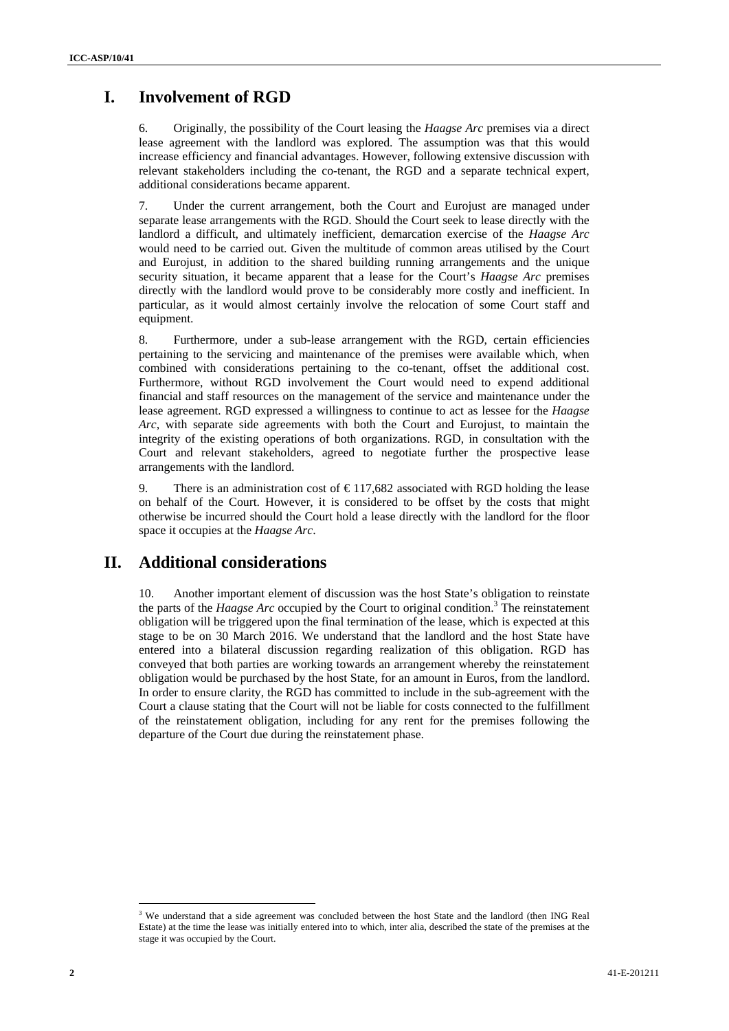## I. Involvement of RGD

6. Originally, the possibility of the Court leasing the *Haagse Arc* premises via a direct lease agreement with the landlord was explored. The assumption was that this would increase efficiency and financial advantages. However, following extensive discussion with relevant stakeholders including the co-tenant, the RGD and a separate technical expert, additional considerations became apparent.

7. Under the current arrangement, both the Court and Eurojust are managed under separate lease arrangements with the RGD. Should the Court seek to lease directly with the landlord a difficult, and ultimately inefficient, demarcation exercise of the *Haagse Arc* would need to be carried out. Given the multitude of common areas utilised by the Court and Eurojust, in addition to the shared building running arrangements and the unique security situation, it became apparent that a lease for the Court's *Haagse Arc* premises directly with the landlord would prove to be considerably more costly and inefficient. In particular, as it would almost certainly involve the relocation of some Court staff and equipment.

8. Furthermore, under a sub-lease arrangement with the RGD, certain efficiencies pertaining to the servicing and maintenance of the premises were available which, when combined with considerations pertaining to the co-tenant, offset the additional cost. Furthermore, without RGD involvement the Court would need to expend additional financial and staff resources on the management of the service and maintenance under the lease agreement. RGD expressed a willingness to continue to act as lessee for the *Haagse Arc*, with separate side agreements with both the Court and Eurojust, to maintain the integrity of the existing operations of both organizations. RGD, in consultation with the Court and relevant stakeholders, agreed to negotiate further the prospective lease arrangements with the landlord.

9. There is an administration cost of €117,682 associated with RGD holding the lease on behalf of the Court. However, it is considered to be offset by the costs that might otherwise be incurred should the Court hold a lease directly with the landlord for the floor space it occupies at the *Haagse Arc*.

## II. Additional considerations

10. Another important element of discussion was the host State's obligation to reinstate the parts of the *Haagse Arc* occupied by the Court to original condition.[3] The reinstatement obligation will be triggered upon the final termination of the lease, which is expected at this stage to be on 30 March 2016. We understand that the landlord and the host State have entered into a bilateral discussion regarding realization of this obligation. RGD has conveyed that both parties are working towards an arrangement whereby the reinstatement obligation would be purchased by the host State, for an amount in Euros, from the landlord. In order to ensure clarity, the RGD has committed to include in the sub-agreement with the Court a clause stating that the Court will not be liable for costs connected to the fulfillment of the reinstatement obligation, including for any rent for the premises following the departure of the Court due during the reinstatement phase.

[3] We understand that a side agreement was concluded between the host State and the landlord (then ING Real Estate) at the time the lease was initially entered into to which, inter alia, described the state of the premises at the stage it was occupied by the Court.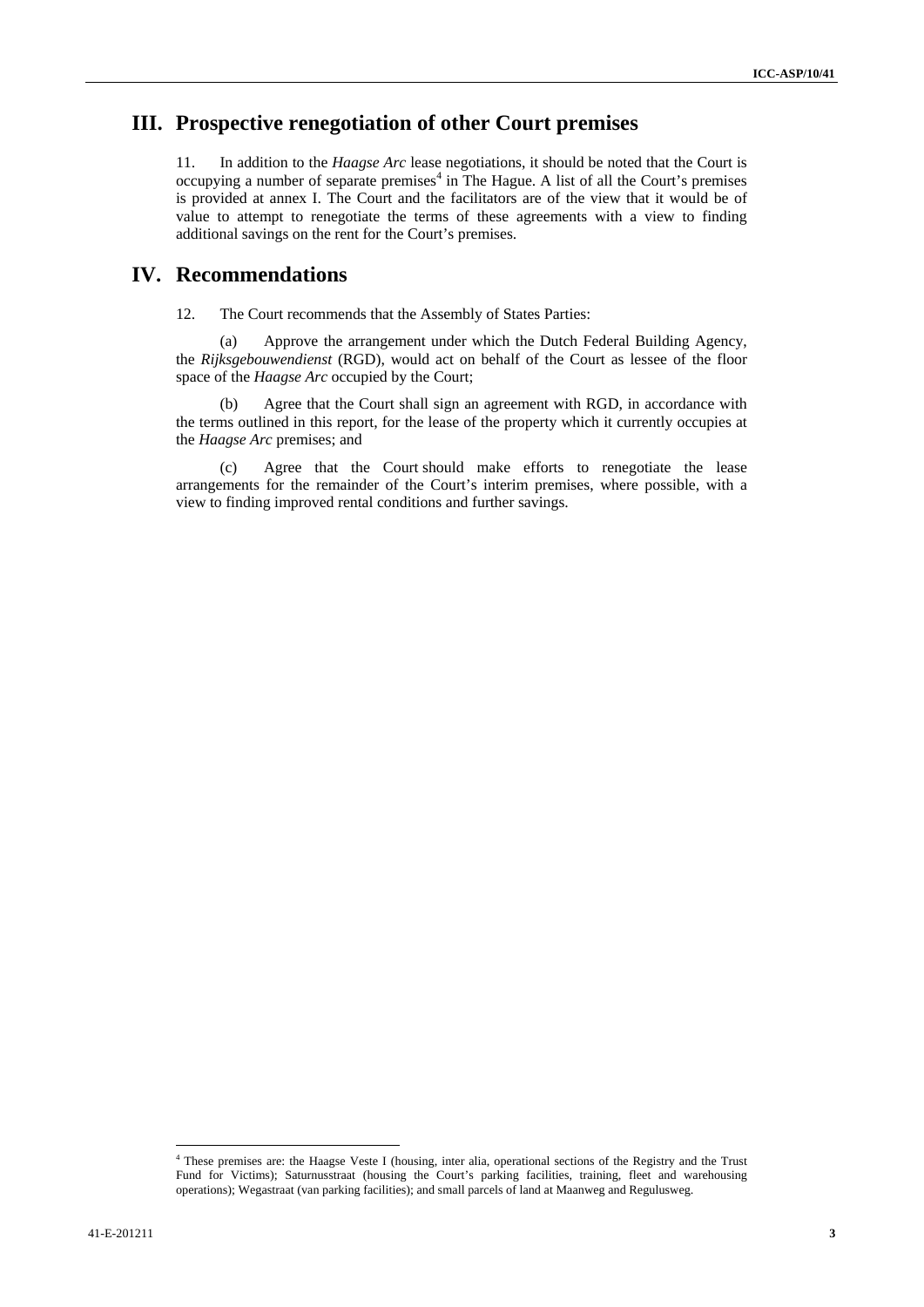# III. Prospective renegotiation of other Court premises

11. In addition to the *Haagse Arc* lease negotiations, it should be noted that the Court is occupying a number of separate premises[4] in The Hague. A list of all the Court's premises is provided at annex I. The Court and the facilitators are of the view that it would be of value to attempt to renegotiate the terms of these agreements with a view to finding additional savings on the rent for the Court's premises.

# IV. Recommendations

12. The Court recommends that the Assembly of States Parties:

(a) Approve the arrangement under which the Dutch Federal Building Agency, the *Rijksgebouwendienst* (RGD), would act on behalf of the Court as lessee of the floor space of the *Haagse Arc* occupied by the Court;

(b) Agree that the Court shall sign an agreement with RGD, in accordance with the terms outlined in this report, for the lease of the property which it currently occupies at the *Haagse Arc* premises; and

(c) Agree that the Court should make efforts to renegotiate the lease arrangements for the remainder of the Court's interim premises, where possible, with a view to finding improved rental conditions and further savings.

---

[4] These premises are: the Haagse Veste I (housing, inter alia, operational sections of the Registry and the Trust Fund for Victims); Saturnusstraat (housing the Court's parking facilities, training, fleet and warehousing operations); Wegastraat (van parking facilities); and small parcels of land at Maanweg and Regulusweg.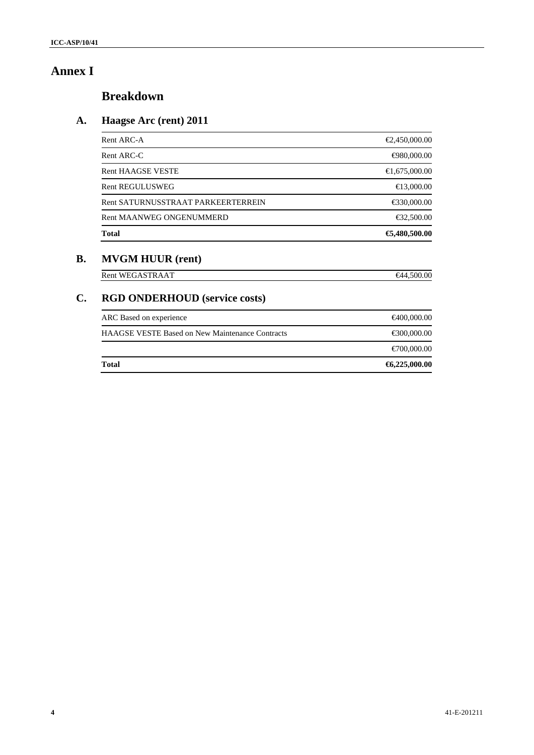# Annex I

## Breakdown

### A. Haagse Arc (rent) 2011

| | |
|---|---|
| Rent ARC-A | €2,450,000.00 |
| Rent ARC-C | €980,000.00 |
| Rent HAAGSE VESTE | €1,675,000.00 |
| Rent REGULUSWEG | €13,000.00 |
| Rent SATURNUSSTRAAT PARKEERTERREIN | €330,000.00 |
| Rent MAANWEG ONGENUMMERD | €32,500.00 |
| **Total** | **€5,480,500.00** |

### B. MVGM HUUR (rent)

| | |
|---|---|
| Rent WEGASTRAAT | €44,500.00 |

### C. RGD ONDERHOUD (service costs)

| | |
|---|---|
| ARC Based on experience | €400,000.00 |
| HAAGSE VESTE Based on New Maintenance Contracts | €300,000.00 |
| | €700,000.00 |
| **Total** | **€6,225,000.00** |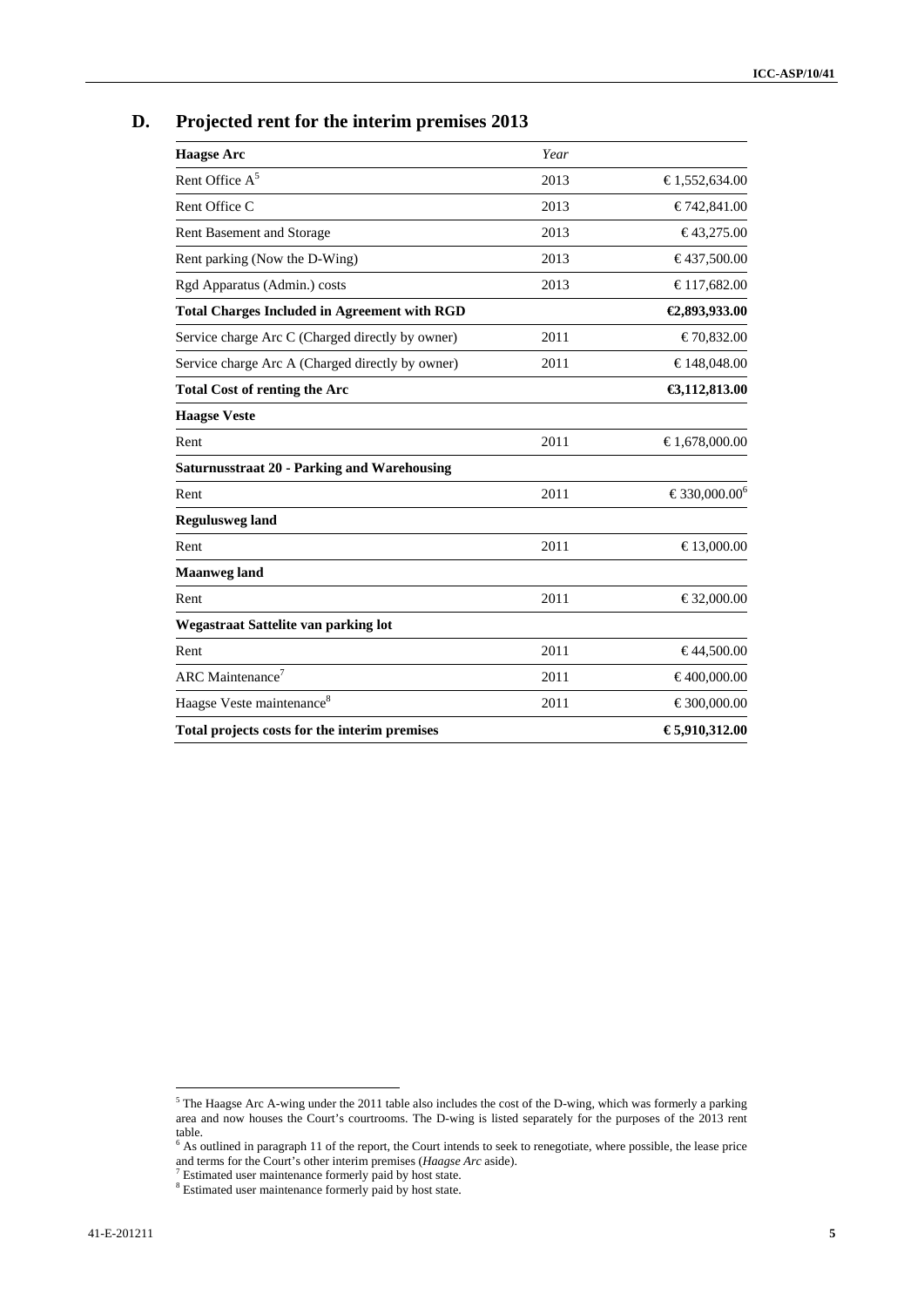## D. Projected rent for the interim premises 2013

| **Haagse Arc** | *Year* | |
|---|---|---|
| Rent Office A[5] | 2013 | € 1,552,634.00 |
| Rent Office C | 2013 | € 742,841.00 |
| Rent Basement and Storage | 2013 | € 43,275.00 |
| Rent parking (Now the D-Wing) | 2013 | € 437,500.00 |
| Rgd Apparatus (Admin.) costs | 2013 | € 117,682.00 |
| **Total Charges Included in Agreement with RGD** | | **€2,893,933.00** |
| Service charge Arc C (Charged directly by owner) | 2011 | € 70,832.00 |
| Service charge Arc A (Charged directly by owner) | 2011 | € 148,048.00 |
| **Total Cost of renting the Arc** | | **€3,112,813.00** |
| **Haagse Veste** | | |
| Rent | 2011 | € 1,678,000.00 |
| **Saturnusstraat 20 - Parking and Warehousing** | | |
| Rent | 2011 | € 330,000.00[6] |
| **Regulusweg land** | | |
| Rent | 2011 | € 13,000.00 |
| **Maanweg land** | | |
| Rent | 2011 | € 32,000.00 |
| **Wegastraat Sattelite van parking lot** | | |
| Rent | 2011 | € 44,500.00 |
| ARC Maintenance[7] | 2011 | € 400,000.00 |
| Haagse Veste maintenance[8] | 2011 | € 300,000.00 |
| **Total projects costs for the interim premises** | | **€ 5,910,312.00** |

[5] The Haagse Arc A-wing under the 2011 table also includes the cost of the D-wing, which was formerly a parking area and now houses the Court's courtrooms. The D-wing is listed separately for the purposes of the 2013 rent table.

[6] As outlined in paragraph 11 of the report, the Court intends to seek to renegotiate, where possible, the lease price and terms for the Court's other interim premises (*Haagse Arc* aside).

[7] Estimated user maintenance formerly paid by host state.

[8] Estimated user maintenance formerly paid by host state.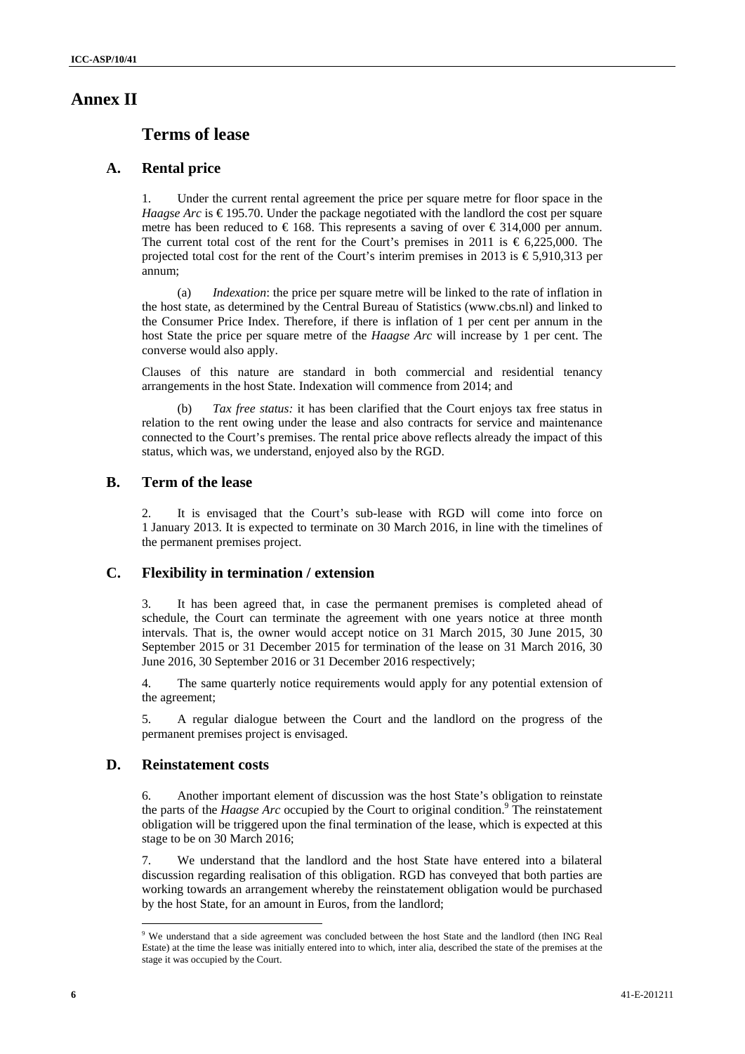# Annex II

## Terms of lease

### A. Rental price

1. Under the current rental agreement the price per square metre for floor space in the *Haagse Arc* is € 195.70. Under the package negotiated with the landlord the cost per square metre has been reduced to € 168. This represents a saving of over € 314,000 per annum. The current total cost of the rent for the Court's premises in 2011 is € 6,225,000. The projected total cost for the rent of the Court's interim premises in 2013 is € 5,910,313 per annum;

   (a) *Indexation*: the price per square metre will be linked to the rate of inflation in the host state, as determined by the Central Bureau of Statistics (www.cbs.nl) and linked to the Consumer Price Index. Therefore, if there is inflation of 1 per cent per annum in the host State the price per square metre of the *Haagse Arc* will increase by 1 per cent. The converse would also apply.

   Clauses of this nature are standard in both commercial and residential tenancy arrangements in the host State. Indexation will commence from 2014; and

   (b) *Tax free status:* it has been clarified that the Court enjoys tax free status in relation to the rent owing under the lease and also contracts for service and maintenance connected to the Court's premises. The rental price above reflects already the impact of this status, which was, we understand, enjoyed also by the RGD.

### B. Term of the lease

2. It is envisaged that the Court's sub-lease with RGD will come into force on 1 January 2013. It is expected to terminate on 30 March 2016, in line with the timelines of the permanent premises project.

### C. Flexibility in termination / extension

3. It has been agreed that, in case the permanent premises is completed ahead of schedule, the Court can terminate the agreement with one years notice at three month intervals. That is, the owner would accept notice on 31 March 2015, 30 June 2015, 30 September 2015 or 31 December 2015 for termination of the lease on 31 March 2016, 30 June 2016, 30 September 2016 or 31 December 2016 respectively;

4. The same quarterly notice requirements would apply for any potential extension of the agreement;

5. A regular dialogue between the Court and the landlord on the progress of the permanent premises project is envisaged.

### D. Reinstatement costs

6. Another important element of discussion was the host State's obligation to reinstate the parts of the *Haagse Arc* occupied by the Court to original condition.[9] The reinstatement obligation will be triggered upon the final termination of the lease, which is expected at this stage to be on 30 March 2016;

7. We understand that the landlord and the host State have entered into a bilateral discussion regarding realisation of this obligation. RGD has conveyed that both parties are working towards an arrangement whereby the reinstatement obligation would be purchased by the host State, for an amount in Euros, from the landlord;

---

[9] We understand that a side agreement was concluded between the host State and the landlord (then ING Real Estate) at the time the lease was initially entered into to which, inter alia, described the state of the premises at the stage it was occupied by the Court.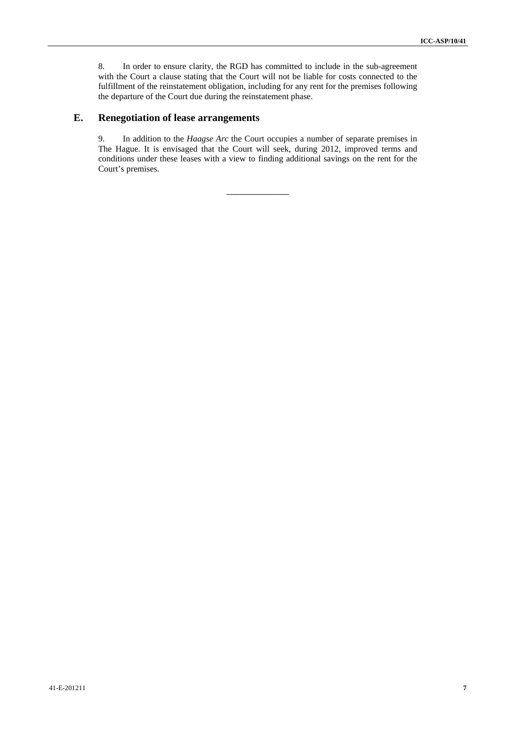8. In order to ensure clarity, the RGD has committed to include in the sub-agreement with the Court a clause stating that the Court will not be liable for costs connected to the fulfillment of the reinstatement obligation, including for any rent for the premises following the departure of the Court due during the reinstatement phase.

## E. Renegotiation of lease arrangements

9. In addition to the *Haagse Arc* the Court occupies a number of separate premises in The Hague. It is envisaged that the Court will seek, during 2012, improved terms and conditions under these leases with a view to finding additional savings on the rent for the Court's premises.

___________